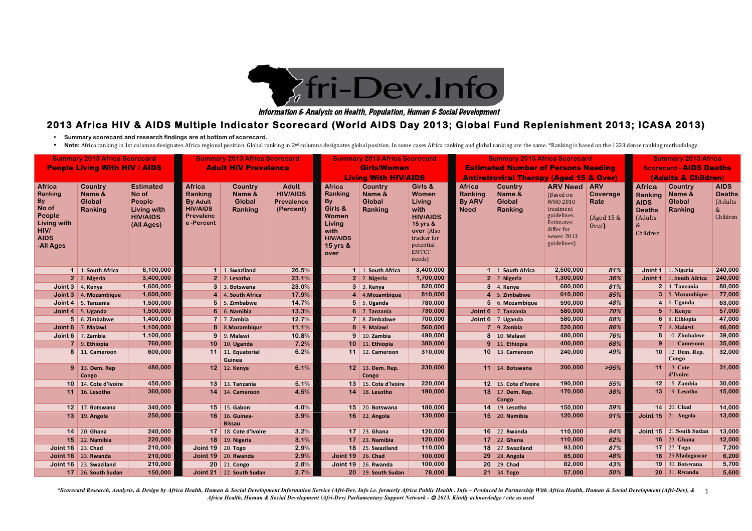Afri-Dev.Info

*Information & Analysis on Health, Population, Human & Social Development*

# 2013 Africa HIV & AIDS Multiple Indicator Scorecard (World AIDS Day 2013; Global Fund Replenishment 2013; ICASA 2013)

- **Summary scorecard and research findings are at bottom of scorecard.**
- **Note:** Africa ranking in 1st columns designates Africa regional position. Global ranking in 2nd columns designates global position. In some cases Africa ranking and global ranking are the same. *Ranking is based on the 1223 dense ranking methodology.

## Summary 2013 Africa Scorecard: People Living With HIV / AIDS

| Africa Ranking By No of People Living with HIV/AIDS -All Ages | Country Name & Global Ranking | Estimated No of People Living with HIV/AIDS (All Ages) |
|---|---|---|
| 1 | 1. South Africa | 6,100,000 |
| 2 | 2. Nigeria | 3,400,000 |
| Joint 3 | 4. Kenya | 1,600,000 |
| Joint 3 | 4. Mozambique | 1,600,000 |
| Joint 4 | 5. Tanzania | 1,500,000 |
| Joint 4 | 5. Uganda | 1,500,000 |
| 5 | 6. Zimbabwe | 1,400,000 |
| Joint 6 | 7. Malawi | 1,100,000 |
| Joint 6 | 7. Zambia | 1,100,000 |
| 7 | 9. Ethiopia | 760,000 |
| 8 | 11. Cameroon | 600,000 |
| 9 | 13. Dem. Rep Congo | 480,000 |
| 10 | 14. Cote d'Ivoire | 450,000 |
| 11 | 16. Lesotho | 360,000 |
| 12 | 17. Botswana | 340,000 |
| 13 | 19. Angola | 250,000 |
| 14 | 20. Ghana | 240,000 |
| 15 | 22. Namibia | 220,000 |
| Joint 16 | 23. Chad | 210,000 |
| Joint 16 | 23. Rwanda | 210,000 |
| Joint 16 | 23. Swaziland | 210,000 |
| 17 | 26. South Sudan | 150,000 |

## Summary 2013 Africa Scorecard: Adult HIV Prevalence

| Africa Ranking By Adult HIV/AIDS Prevalence -Percent | Country Name & Global Ranking | Adult HIV/AIDS Prevalence (Percent) |
|---|---|---|
| 1 | 1. Swaziland | 26.5% |
| 2 | 2. Lesotho | 23.1% |
| 3 | 3. Botswana | 23.0% |
| 4 | 4. South Africa | 17.9% |
| 5 | 5. Zimbabwe | 14.7% |
| 6 | 6. Namibia | 13.3% |
| 7 | 7. Zambia | 12.7% |
| 8 | 8.Mozambique | 11.1% |
| 9 | 9. Malawi | 10.8% |
| 10 | 10. Uganda | 7.2% |
| 11 | 11. Equatorial Guinea | 6.2% |
| 12 | 12. Kenya | 6.1% |
| 13 | 13. Tanzania | 5.1% |
| 14 | 14. Cameroon | 4.5% |
| 15 | 15. Gabon | 4.0% |
| 16 | 16. Guinea-Bissau | 3.9% |
| 17 | 18. Cote d'Ivoire | 3.2% |
| 18 | 19. Nigeria | 3.1% |
| Joint 19 | 20. Togo | 2.9% |
| Joint 19 | 20. Rwanda | 2.9% |
| 20 | 21. Congo | 2.8% |
| Joint 21 | 22. South Sudan | 2.7% |

## Summary 2013 Africa Scorecard: Girls/Women Living With HIV/AIDS

| Africa Ranking By Girls & Women Living with HIV/AIDS 15 yrs & over | Country Name & Global Ranking | Girls & Women Living with HIV/AIDS 15 yrs & over (Also tracker for potential EMTCT needs) |
|---|---|---|
| 1 | 1. South Africa | 3,400,000 |
| 2 | 2. Nigeria | 1,700,000 |
| 3 | 3. Kenya | 820,000 |
| 4 | 4.Mozambique | 810,000 |
| 5 | 5. Uganda | 780,000 |
| 6 | 7. Tanzania | 730,000 |
| 7 | 8. Zimbabwe | 700,000 |
| 8 | 9. Malawi | 560,000 |
| 9 | 10. Zambia | 490,000 |
| 10 | 11. Ethiopia | 380,000 |
| 11 | 12. Cameroon | 310,000 |
| 12 | 13. Dem. Rep. Congo | 230,000 |
| 13 | 15. Cote d'Ivoire | 220,000 |
| 14 | 18. Lesotho | 190,000 |
| 15 | 20. Botswana | 180,000 |
| 16 | 22. Angola | 130,000 |
| 17 | 23. Ghana | 120,000 |
| 17 | 23. Namibia | 120,000 |
| 18 | 25. Swaziland | 110,000 |
| Joint 19 | 26. Chad | 100,000 |
| Joint 19 | 26. Rwanda | 100,000 |
| 20 | 29. South Sudan | 78,000 |

## Summary 2013 Africa Scorecard: Estimated Number of Persons Needing Antiretroviral Therapy (Aged 15 & Over)

| Africa Ranking By ARV Need | Country Name & Global Ranking | ARV Need (Based on WHO 2010 treatment guidelines. Estimates differ for newer 2013 guidelines) | ARV Coverage Rate (Aged 15 & Over) |
|---|---|---|---|
| 1 | 1. South Africa | 2,500,000 | 81% |
| 2 | 2. Nigeria | 1,300,000 | 36% |
| 3 | 4. Kenya | 680,000 | 81% |
| 4 | 5. Zimbabwe | 610,000 | 85% |
| 5 | 6. Mozambique | 590,000 | 48% |
| Joint 6 | 7. Tanzania | 580,000 | 70% |
| Joint 6 | 7. Uganda | 580,000 | 68% |
| 7 | 9. Zambia | 520,000 | 86% |
| 8 | 10. Malawi | 480,000 | 76% |
| 9 | 11. Ethiopia | 400,000 | 68% |
| 10 | 13. Cameroon | 240,000 | 49% |
| 11 | 14. Botswana | 200,000 | >95% |
| 12 | 15. Cote d'Ivoire | 190,000 | 55% |
| 13 | 17. Dem. Rep. Congo | 170,000 | 38% |
| 14 | 19. Lesotho | 150,000 | 59% |
| 15 | 20. Namibia | 120,000 | 91% |
| 16 | 22. Rwanda | 110,000 | 94% |
| 17 | 22. Ghana | 110,000 | 62% |
| 18 | 27. Swaziland | 93,000 | 87% |
| 29 | 28. Angola | 85,000 | 48% |
| 20 | 29. Chad | 82,000 | 43% |
| 21 | 34. Togo | 57,000 | 50% |

## Summary 2013 Africa Scorecard - AIDS Deaths (Adults & Children)

| Africa Ranking AIDS Deaths (Adults & Children) | Country Name & Global Ranking | AIDS Deaths (Adults & Children) |
|---|---|---|
| Joint 1 | 1. Nigeria | 240,000 |
| Joint 1 | 1. South Africa | 240,000 |
| 2 | 4. Tanzania | 80,000 |
| 3 | 5. Mozambique | 77,000 |
| 4 | 6. Uganda | 63,000 |
| 5 | 7. Kenya | 57,000 |
| 6 | 8. Ethiopia | 47,000 |
| 7 | 9. Malawi | 46,000 |
| 8 | 10. Zimbabwe | 39,000 |
| 9 | 11. Cameroon | 35,000 |
| 10 | 12. Dem. Rep. Congo | 32,000 |
| 11 | 13. Cote d'Ivoire | 31,000 |
| 12 | 15. Zambia | 30,000 |
| 13 | 19. Lesotho | 15,000 |
| 14 | 20. Chad | 14,000 |
| Joint 15 | 21. Angola | 13,000 |
| Joint 15 | 21.South Sudan | 13,000 |
| 16 | 23. Ghana | 12,000 |
| 17 | 27. Togo | 7,200 |
| 18 | 29.Madagascar | 6,200 |
| 19 | 30. Botswana | 5,700 |
| 20 | 31. Rwanda | 5,600 |

*\*Scorecard Research, Analysis, & Design by Africa Health, Human & Social Development Information Service (Afri-Dev. Info i.e. formerly Africa Public Health . Info – Produced in Partnership With Africa Health, Human & Social Development (Afri-Dev), & Africa Health, Human & Social Development (Afri-Dev) Parliamentary Support Network - © 2013. Kindly acknowledge / cite as used*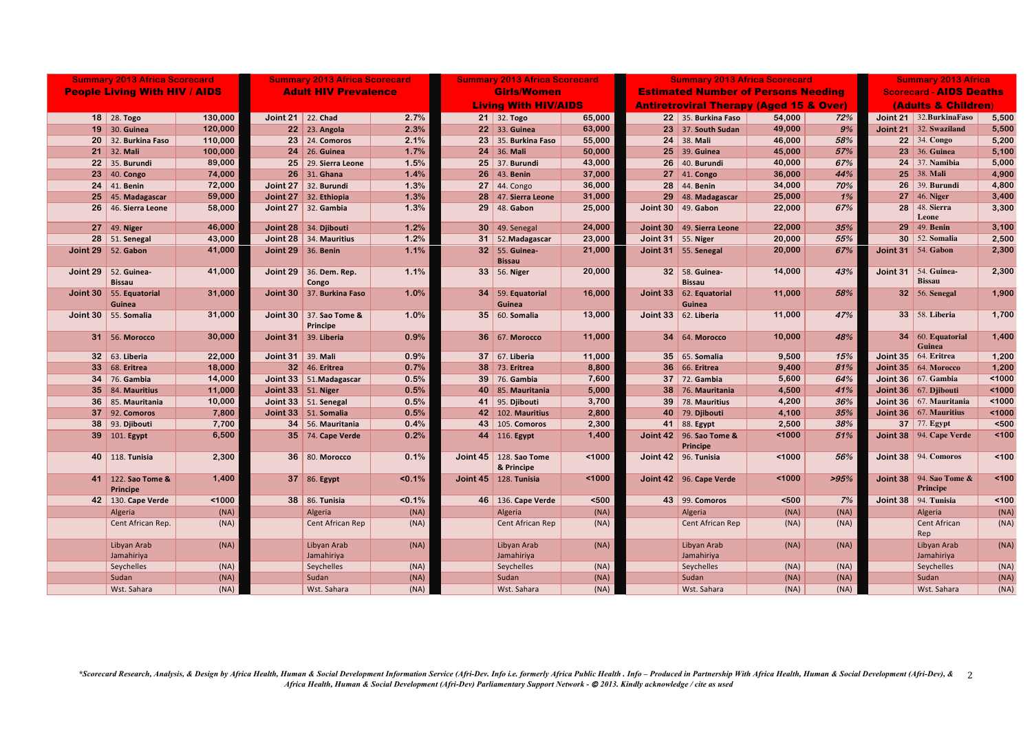### Summary 2013 Africa Scorecard — People Living With HIV / AIDS

| Rank | Country | Number |
|---|---|---|
| 18 | 28. **Togo** | 130,000 |
| 19 | 30. **Guinea** | 120,000 |
| 20 | 32. **Burkina Faso** | 110,000 |
| 21 | 32. **Mali** | 100,000 |
| 22 | 35. **Burundi** | 89,000 |
| 23 | 40. **Congo** | 74,000 |
| 24 | 41. **Benin** | 72,000 |
| 25 | 45. **Madagascar** | 59,000 |
| 26 | 46. **Sierra Leone** | 58,000 |
| 27 | 49. **Niger** | 46,000 |
| 28 | 51. **Senegal** | 43,000 |
| Joint 29 | 52. **Gabon** | 41,000 |
| Joint 29 | 52. **Guinea-Bissau** | 41,000 |
| Joint 30 | 55. **Equatorial Guinea** | 31,000 |
| Joint 30 | 55. **Somalia** | 31,000 |
| 31 | 56. **Morocco** | 30,000 |
| 32 | 63. **Liberia** | 22,000 |
| 33 | 68. **Eritrea** | 18,000 |
| 34 | 76. **Gambia** | 14,000 |
| 35 | 84. **Mauritius** | 11,000 |
| 36 | 85. **Mauritania** | 10,000 |
| 37 | 92. **Comoros** | 7,800 |
| 38 | 93. **Djibouti** | 7,700 |
| 39 | 101. **Egypt** | 6,500 |
| 40 | 118. **Tunisia** | 2,300 |
| 41 | 122. **Sao Tome & Principe** | 1,400 |
| 42 | 130. **Cape Verde** | <1000 |
| | Algeria | (NA) |
| | Cent African Rep. | (NA) |
| | Libyan Arab Jamahiriya | (NA) |
| | Seychelles | (NA) |
| | Sudan | (NA) |
| | Wst. Sahara | (NA) |

### Summary 2013 Africa Scorecard — Adult HIV Prevalence

| Rank | Country | Prevalence |
|---|---|---|
| Joint 21 | 22. **Chad** | 2.7% |
| 22 | 23. **Angola** | 2.3% |
| 23 | 24. **Comoros** | 2.1% |
| 24 | 26. **Guinea** | 1.7% |
| 25 | 29. **Sierra Leone** | 1.5% |
| 26 | 31. **Ghana** | 1.4% |
| Joint 27 | 32. **Burundi** | 1.3% |
| Joint 27 | 32. **Ethiopia** | 1.3% |
| Joint 27 | 32. **Gambia** | 1.3% |
| Joint 28 | 34. **Djibouti** | 1.2% |
| Joint 28 | 34. **Mauritius** | 1.2% |
| Joint 29 | 36. **Benin** | 1.1% |
| Joint 29 | 36. **Dem. Rep. Congo** | 1.1% |
| Joint 30 | 37. **Burkina Faso** | 1.0% |
| Joint 30 | 37. **Sao Tome & Principe** | 1.0% |
| Joint 31 | 39. **Liberia** | 0.9% |
| Joint 31 | 39. **Mali** | 0.9% |
| 32 | 46. **Eritrea** | 0.7% |
| Joint 33 | 51.**Madagascar** | 0.5% |
| Joint 33 | 51. **Niger** | 0.5% |
| Joint 33 | 51. **Senegal** | 0.5% |
| Joint 33 | 51. **Somalia** | 0.5% |
| 34 | 56. **Mauritania** | 0.4% |
| 35 | 74. **Cape Verde** | 0.2% |
| 36 | 80. **Morocco** | 0.1% |
| 37 | 86. **Egypt** | <0.1% |
| 38 | 86. **Tunisia** | <0.1% |
| | Algeria | (NA) |
| | Cent African Rep | (NA) |
| | Libyan Arab Jamahiriya | (NA) |
| | Seychelles | (NA) |
| | Sudan | (NA) |
| | Wst. Sahara | (NA) |

### Summary 2013 Africa Scorecard — Girls/Women Living With HIV/AIDS

| Rank | Country | Number |
|---|---|---|
| 21 | 32. **Togo** | 65,000 |
| 22 | 33. **Guinea** | 63,000 |
| 23 | 35. **Burkina Faso** | 55,000 |
| 24 | 36. **Mali** | 50,000 |
| 25 | 37. **Burundi** | 43,000 |
| 26 | 43. **Benin** | 37,000 |
| 27 | 44. Congo | 36,000 |
| 28 | 47. **Sierra Leone** | 31,000 |
| 29 | 48. **Gabon** | 25,000 |
| 30 | 49. Senegal | 24,000 |
| 31 | 52.**Madagascar** | 23,000 |
| 32 | 55. **Guinea-Bissau** | 21,000 |
| 33 | 56. **Niger** | 20,000 |
| 34 | 59. **Equatorial Guinea** | 16,000 |
| 35 | 60. **Somalia** | 13,000 |
| 36 | 67. **Morocco** | 11,000 |
| 37 | 67. **Liberia** | 11,000 |
| 38 | 73. **Eritrea** | 8,800 |
| 39 | 76. **Gambia** | 7,600 |
| 40 | 85. **Mauritania** | 5,000 |
| 41 | 95. **Djibouti** | 3,700 |
| 42 | 102. **Mauritius** | 2,800 |
| 43 | 105. **Comoros** | 2,300 |
| 44 | 116. **Egypt** | 1,400 |
| Joint 45 | 128. **Sao Tome & Principe** | <1000 |
| Joint 45 | 128. **Tunisia** | <1000 |
| 46 | 136. **Cape Verde** | <500 |
| | Algeria | (NA) |
| | Cent African Rep | (NA) |
| | Libyan Arab Jamahiriya | (NA) |
| | Seychelles | (NA) |
| | Sudan | (NA) |
| | Wst. Sahara | (NA) |

### Summary 2013 Africa Scorecard — Estimated Number of Persons Needing Antiretroviral Therapy (Aged 15 & Over)

| Rank | Country | Number | % |
|---|---|---|---|
| 22 | 35. **Burkina Faso** | 54,000 | 72% |
| 23 | 37. **South Sudan** | 49,000 | 9% |
| 24 | 38. **Mali** | 46,000 | 58% |
| 25 | 39. **Guinea** | 45,000 | 57% |
| 26 | 40. **Burundi** | 40,000 | 67% |
| 27 | 41. **Congo** | 36,000 | 44% |
| 28 | 44. **Benin** | 34,000 | 70% |
| 29 | 48. **Madagascar** | 25,000 | 1% |
| Joint 30 | 49. **Gabon** | 22,000 | 67% |
| Joint 30 | 49. **Sierra Leone** | 22,000 | 35% |
| Joint 31 | 55. **Niger** | 20,000 | 55% |
| Joint 31 | 55. **Senegal** | 20,000 | 67% |
| 32 | 58. **Guinea-Bissau** | 14,000 | 43% |
| Joint 33 | 62. **Equatorial Guinea** | 11,000 | 58% |
| Joint 33 | 62. **Liberia** | 11,000 | 47% |
| 34 | 64. **Morocco** | 10,000 | 48% |
| 35 | 65. **Somalia** | 9,500 | 15% |
| 36 | 66. **Eritrea** | 9,400 | 81% |
| 37 | 72. **Gambia** | 5,600 | 64% |
| 38 | 76. **Mauritania** | 4,500 | 41% |
| 39 | 78. **Mauritius** | 4,200 | 36% |
| 40 | 79. **Djibouti** | 4,100 | 35% |
| 41 | 88. **Egypt** | 2,500 | 38% |
| Joint 42 | 96. **Sao Tome & Principe** | <1000 | 51% |
| Joint 42 | 96. **Tunisia** | <1000 | 56% |
| Joint 42 | 96. **Cape Verde** | <1000 | >95% |
| 43 | 99. **Comoros** | <500 | 7% |
| | Algeria | (NA) | (NA) |
| | Cent African Rep | (NA) | (NA) |
| | Libyan Arab Jamahiriya | (NA) | (NA) |
| | Seychelles | (NA) | (NA) |
| | Sudan | (NA) | (NA) |
| | Wst. Sahara | (NA) | (NA) |

### Summary 2013 Africa Scorecard - AIDS Deaths (Adults & Children)

| Rank | Country | Number |
|---|---|---|
| Joint 21 | 32.**BurkinaFaso** | 5,500 |
| Joint 21 | 32. **Swaziland** | 5,500 |
| 22 | 34. **Congo** | 5,200 |
| 23 | 36. **Guinea** | 5,100 |
| 24 | 37. **Namibia** | 5,000 |
| 25 | 38. **Mali** | 4,900 |
| 26 | 39. **Burundi** | 4,800 |
| 27 | 46. **Niger** | 3,400 |
| 28 | 48. **Sierra Leone** | 3,300 |
| 29 | 49. **Benin** | 3,100 |
| 30 | 52. **Somalia** | 2,500 |
| Joint 31 | 54. **Gabon** | 2,300 |
| Joint 31 | 54. **Guinea-Bissau** | 2,300 |
| 32 | 56. **Senegal** | 1,900 |
| 33 | 58. **Liberia** | 1,700 |
| 34 | 60. **Equatorial Guinea** | 1,400 |
| Joint 35 | 64. **Eritrea** | 1,200 |
| Joint 35 | 64. **Morocco** | 1,200 |
| Joint 36 | 67. **Gambia** | <1000 |
| Joint 36 | 67. **Djibouti** | <1000 |
| Joint 36 | 67. **Mauritania** | <1000 |
| Joint 36 | 67. **Mauritius** | <1000 |
| 37 | 77. **Egypt** | <500 |
| Joint 38 | 94. **Cape Verde** | <100 |
| Joint 38 | 94. **Comoros** | <100 |
| Joint 38 | 94. **Sao Tome & Principe** | <100 |
| Joint 38 | 94. **Tunisia** | <100 |
| | Algeria | (NA) |
| | Cent African Rep | (NA) |
| | Libyan Arab Jamahiriya | (NA) |
| | Seychelles | (NA) |
| | Sudan | (NA) |
| | Wst. Sahara | (NA) |

*\*Scorecard Research, Analysis, & Design by Africa Health, Human & Social Development Information Service (Afri-Dev. Info i.e. formerly Africa Public Health . Info – Produced in Partnership With Africa Health, Human & Social Development (Afri-Dev), & Africa Health, Human & Social Development (Afri-Dev) Parliamentary Support Network - © 2013. Kindly acknowledge / cite as used*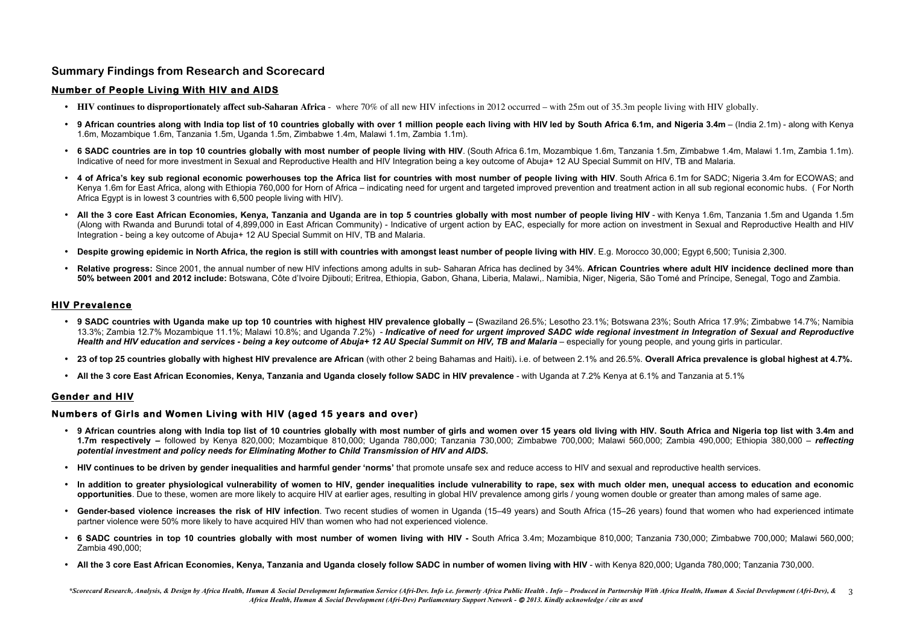## Summary Findings from Research and Scorecard

### Number of People Living With HIV and AIDS

- **HIV continues to disproportionately affect sub-Saharan Africa** - where 70% of all new HIV infections in 2012 occurred – with 25m out of 35.3m people living with HIV globally.
- **9 African countries along with India top list of 10 countries globally with over 1 million people each living with HIV led by South Africa 6.1m, and Nigeria 3.4m** – (India 2.1m) - along with Kenya 1.6m, Mozambique 1.6m, Tanzania 1.5m, Uganda 1.5m, Zimbabwe 1.4m, Malawi 1.1m, Zambia 1.1m).
- **6 SADC countries are in top 10 countries globally with most number of people living with HIV**. (South Africa 6.1m, Mozambique 1.6m, Tanzania 1.5m, Zimbabwe 1.4m, Malawi 1.1m, Zambia 1.1m). Indicative of need for more investment in Sexual and Reproductive Health and HIV Integration being a key outcome of Abuja+ 12 AU Special Summit on HIV, TB and Malaria.
- **4 of Africa's key sub regional economic powerhouses top the Africa list for countries with most number of people living with HIV**. South Africa 6.1m for SADC; Nigeria 3.4m for ECOWAS; and Kenya 1.6m for East Africa, along with Ethiopia 760,000 for Horn of Africa – indicating need for urgent and targeted improved prevention and treatment action in all sub regional economic hubs. ( For North Africa Egypt is in lowest 3 countries with 6,500 people living with HIV).
- **All the 3 core East African Economies, Kenya, Tanzania and Uganda are in top 5 countries globally with most number of people living HIV** - with Kenya 1.6m, Tanzania 1.5m and Uganda 1.5m (Along with Rwanda and Burundi total of 4,899,000 in East African Community) - Indicative of urgent action by EAC, especially for more action on investment in Sexual and Reproductive Health and HIV Integration - being a key outcome of Abuja+ 12 AU Special Summit on HIV, TB and Malaria.
- **Despite growing epidemic in North Africa, the region is still with countries with amongst least number of people living with HIV**. E.g. Morocco 30,000; Egypt 6,500; Tunisia 2,300.
- **Relative progress:** Since 2001, the annual number of new HIV infections among adults in sub- Saharan Africa has declined by 34%. **African Countries where adult HIV incidence declined more than 50% between 2001 and 2012 include:** Botswana, Côte d'Ivoire Djibouti; Eritrea, Ethiopia, Gabon, Ghana, Liberia, Malawi,. Namibia, Niger, Nigeria, São Tomé and Príncipe, Senegal, Togo and Zambia.

### HIV Prevalence

- **9 SADC countries with Uganda make up top 10 countries with highest HIV prevalence globally – (**Swaziland 26.5%; Lesotho 23.1%; Botswana 23%; South Africa 17.9%; Zimbabwe 14.7%; Namibia 13.3%; Zambia 12.7% Mozambique 11.1%; Malawi 10.8%; and Uganda 7.2%) - ***Indicative of need for urgent improved SADC wide regional investment in Integration of Sexual and Reproductive Health and HIV education and services - being a key outcome of Abuja+ 12 AU Special Summit on HIV, TB and Malaria*** – especially for young people, and young girls in particular.
- **23 of top 25 countries globally with highest HIV prevalence are African** (with other 2 being Bahamas and Haiti). i.e. of between 2.1% and 26.5%. **Overall Africa prevalence is global highest at 4.7%.**
- **All the 3 core East African Economies, Kenya, Tanzania and Uganda closely follow SADC in HIV prevalence** - with Uganda at 7.2% Kenya at 6.1% and Tanzania at 5.1%

### Gender and HIV

### Numbers of Girls and Women Living with HIV (aged 15 years and over)

- **9 African countries along with India top list of 10 countries globally with most number of girls and women over 15 years old living with HIV. South Africa and Nigeria top list with 3.4m and 1.7m respectively –** followed by Kenya 820,000; Mozambique 810,000; Uganda 780,000; Tanzania 730,000; Zimbabwe 700,000; Malawi 560,000; Zambia 490,000; Ethiopia 380,000 – ***reflecting potential investment and policy needs for Eliminating Mother to Child Transmission of HIV and AIDS.***
- **HIV continues to be driven by gender inequalities and harmful gender 'norms'** that promote unsafe sex and reduce access to HIV and sexual and reproductive health services.
- **In addition to greater physiological vulnerability of women to HIV, gender inequalities include vulnerability to rape, sex with much older men, unequal access to education and economic opportunities**. Due to these, women are more likely to acquire HIV at earlier ages, resulting in global HIV prevalence among girls / young women double or greater than among males of same age.
- **Gender-based violence increases the risk of HIV infection**. Two recent studies of women in Uganda (15–49 years) and South Africa (15–26 years) found that women who had experienced intimate partner violence were 50% more likely to have acquired HIV than women who had not experienced violence.
- **6 SADC countries in top 10 countries globally with most number of women living with HIV -** South Africa 3.4m; Mozambique 810,000; Tanzania 730,000; Zimbabwe 700,000; Malawi 560,000; Zambia 490,000;
- **All the 3 core East African Economies, Kenya, Tanzania and Uganda closely follow SADC in number of women living with HIV** - with Kenya 820,000; Uganda 780,000; Tanzania 730,000.

*\*Scorecard Research, Analysis, & Design by Africa Health, Human & Social Development Information Service (Afri-Dev. Info i.e. formerly Africa Public Health . Info – Produced in Partnership With Africa Health, Human & Social Development (Afri-Dev), & Africa Health, Human & Social Development (Afri-Dev) Parliamentary Support Network - © 2013. Kindly acknowledge / cite as used*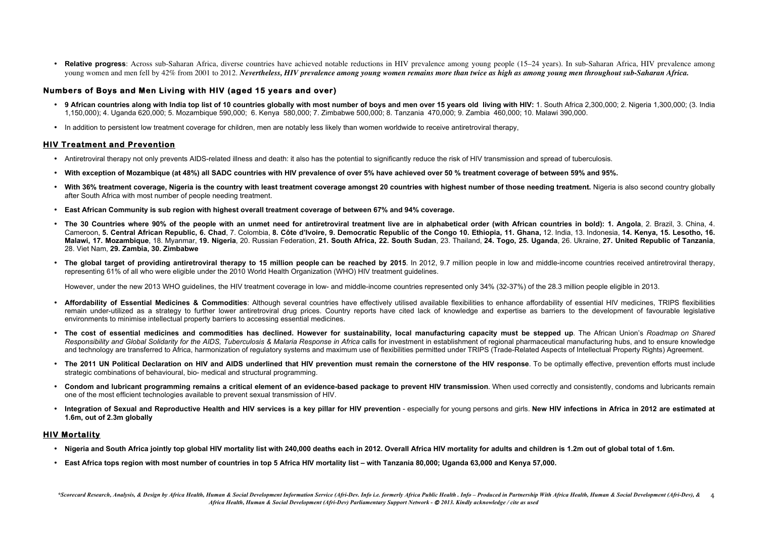- **Relative progress**: Across sub-Saharan Africa, diverse countries have achieved notable reductions in HIV prevalence among young people (15–24 years). In sub-Saharan Africa, HIV prevalence among young women and men fell by 42% from 2001 to 2012. ***Nevertheless, HIV prevalence among young women remains more than twice as high as among young men throughout sub-Saharan Africa.***

## Numbers of Boys and Men Living with HIV (aged 15 years and over)

- **9 African countries along with India top list of 10 countries globally with most number of boys and men over 15 years old living with HIV:** 1. South Africa 2,300,000; 2. Nigeria 1,300,000; (3. India 1,150,000); 4. Uganda 620,000; 5. Mozambique 590,000; 6. Kenya 580,000; 7. Zimbabwe 500,000; 8. Tanzania 470,000; 9. Zambia 460,000; 10. Malawi 390,000.
- In addition to persistent low treatment coverage for children, men are notably less likely than women worldwide to receive antiretroviral therapy,

## HIV Treatment and Prevention

- Antiretroviral therapy not only prevents AIDS-related illness and death: it also has the potential to significantly reduce the risk of HIV transmission and spread of tuberculosis.
- **With exception of Mozambique (at 48%) all SADC countries with HIV prevalence of over 5% have achieved over 50 % treatment coverage of between 59% and 95%.**
- **With 36% treatment coverage, Nigeria is the country with least treatment coverage amongst 20 countries with highest number of those needing treatment.** Nigeria is also second country globally after South Africa with most number of people needing treatment.
- **East African Community is sub region with highest overall treatment coverage of between 67% and 94% coverage.**
- **The 30 Countries where 90% of the people with an unmet need for antiretroviral treatment live are in alphabetical order (with African countries in bold): 1. Angola**, 2. Brazil, 3. China, 4. Cameroon, **5. Central African Republic, 6. Chad**, 7. Colombia, **8. Côte d'Ivoire, 9. Democratic Republic of the Congo 10. Ethiopia, 11. Ghana,** 12. India, 13. Indonesia, **14. Kenya, 15. Lesotho, 16. Malawi, 17. Mozambique**, 18. Myanmar, **19. Nigeria**, 20. Russian Federation, **21. South Africa, 22. South Sudan**, 23. Thailand, **24. Togo, 25. Uganda**, 26. Ukraine, **27. United Republic of Tanzania**, 28. Viet Nam, **29. Zambia, 30. Zimbabwe**
- **The global target of providing antiretroviral therapy to 15 million people can be reached by 2015**. In 2012, 9.7 million people in low and middle-income countries received antiretroviral therapy, representing 61% of all who were eligible under the 2010 World Health Organization (WHO) HIV treatment guidelines.

  However, under the new 2013 WHO guidelines, the HIV treatment coverage in low- and middle-income countries represented only 34% (32-37%) of the 28.3 million people eligible in 2013.

- **Affordability of Essential Medicines & Commodities**: Although several countries have effectively utilised available flexibilities to enhance affordability of essential HIV medicines, TRIPS flexibilities remain under-utilized as a strategy to further lower antiretroviral drug prices. Country reports have cited lack of knowledge and expertise as barriers to the development of favourable legislative environments to minimise intellectual property barriers to accessing essential medicines.
- **The cost of essential medicines and commodities has declined. However for sustainability, local manufacturing capacity must be stepped up**. The African Union's *Roadmap on Shared Responsibility and Global Solidarity for the AIDS, Tuberculosis & Malaria Response in Africa* calls for investment in establishment of regional pharmaceutical manufacturing hubs, and to ensure knowledge and technology are transferred to Africa, harmonization of regulatory systems and maximum use of flexibilities permitted under TRIPS (Trade-Related Aspects of Intellectual Property Rights) Agreement.
- **The 2011 UN Political Declaration on HIV and AIDS underlined that HIV prevention must remain the cornerstone of the HIV response**. To be optimally effective, prevention efforts must include strategic combinations of behavioural, bio- medical and structural programming.
- **Condom and lubricant programming remains a critical element of an evidence-based package to prevent HIV transmission**. When used correctly and consistently, condoms and lubricants remain one of the most efficient technologies available to prevent sexual transmission of HIV.
- **Integration of Sexual and Reproductive Health and HIV services is a key pillar for HIV prevention** - especially for young persons and girls. **New HIV infections in Africa in 2012 are estimated at 1.6m, out of 2.3m globally**

## HIV Mortality

- **Nigeria and South Africa jointly top global HIV mortality list with 240,000 deaths each in 2012. Overall Africa HIV mortality for adults and children is 1.2m out of global total of 1.6m.**
- **East Africa tops region with most number of countries in top 5 Africa HIV mortality list – with Tanzania 80,000; Uganda 63,000 and Kenya 57,000.**

*\*Scorecard Research, Analysis, & Design by Africa Health, Human & Social Development Information Service (Afri-Dev. Info i.e. formerly Africa Public Health . Info – Produced in Partnership With Africa Health, Human & Social Development (Afri-Dev), & Africa Health, Human & Social Development (Afri-Dev) Parliamentary Support Network - © 2013. Kindly acknowledge / cite as used*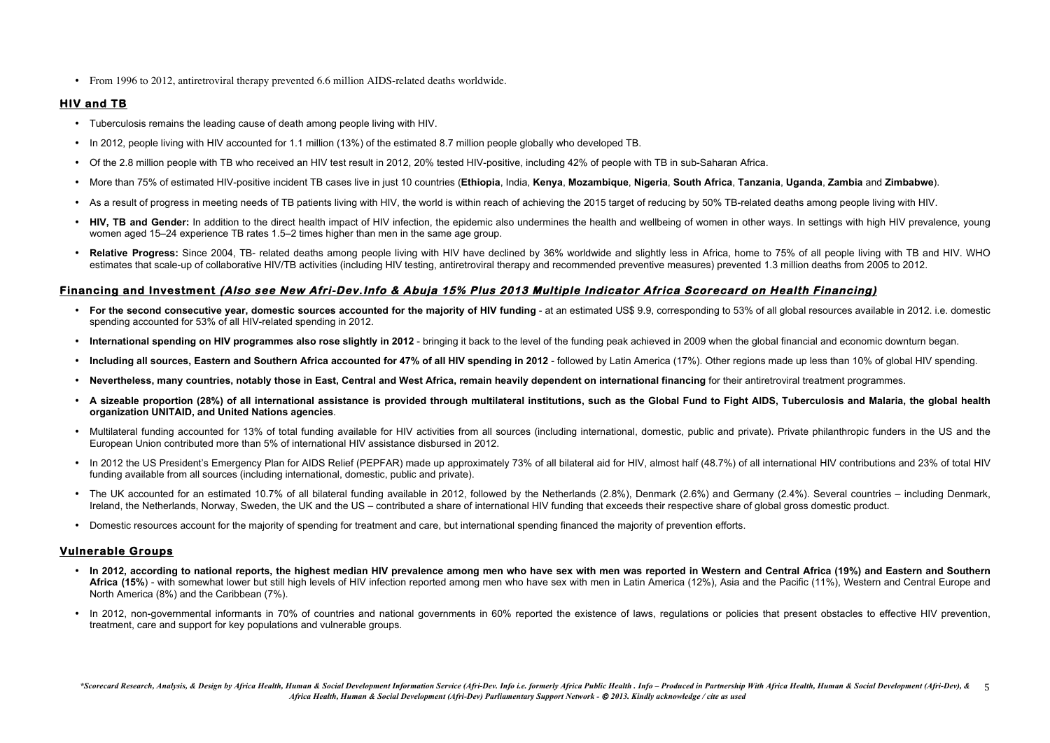- From 1996 to 2012, antiretroviral therapy prevented 6.6 million AIDS-related deaths worldwide.

## HIV and TB

- Tuberculosis remains the leading cause of death among people living with HIV.
- In 2012, people living with HIV accounted for 1.1 million (13%) of the estimated 8.7 million people globally who developed TB.
- Of the 2.8 million people with TB who received an HIV test result in 2012, 20% tested HIV-positive, including 42% of people with TB in sub-Saharan Africa.
- More than 75% of estimated HIV-positive incident TB cases live in just 10 countries (**Ethiopia**, India, **Kenya**, **Mozambique**, **Nigeria**, **South Africa**, **Tanzania**, **Uganda**, **Zambia** and **Zimbabwe**).
- As a result of progress in meeting needs of TB patients living with HIV, the world is within reach of achieving the 2015 target of reducing by 50% TB-related deaths among people living with HIV.
- **HIV, TB and Gender:** In addition to the direct health impact of HIV infection, the epidemic also undermines the health and wellbeing of women in other ways. In settings with high HIV prevalence, young women aged 15–24 experience TB rates 1.5–2 times higher than men in the same age group.
- **Relative Progress:** Since 2004, TB- related deaths among people living with HIV have declined by 36% worldwide and slightly less in Africa, home to 75% of all people living with TB and HIV. WHO estimates that scale-up of collaborative HIV/TB activities (including HIV testing, antiretroviral therapy and recommended preventive measures) prevented 1.3 million deaths from 2005 to 2012.

## Financing and Investment *(Also see New Afri-Dev.Info & Abuja 15% Plus 2013 Multiple Indicator Africa Scorecard on Health Financing)*

- **For the second consecutive year, domestic sources accounted for the majority of HIV funding** - at an estimated US$ 9.9, corresponding to 53% of all global resources available in 2012. i.e. domestic spending accounted for 53% of all HIV-related spending in 2012.
- **International spending on HIV programmes also rose slightly in 2012** - bringing it back to the level of the funding peak achieved in 2009 when the global financial and economic downturn began.
- **Including all sources, Eastern and Southern Africa accounted for 47% of all HIV spending in 2012** - followed by Latin America (17%). Other regions made up less than 10% of global HIV spending.
- **Nevertheless, many countries, notably those in East, Central and West Africa, remain heavily dependent on international financing** for their antiretroviral treatment programmes.
- **A sizeable proportion (28%) of all international assistance is provided through multilateral institutions, such as the Global Fund to Fight AIDS, Tuberculosis and Malaria, the global health organization UNITAID, and United Nations agencies**.
- Multilateral funding accounted for 13% of total funding available for HIV activities from all sources (including international, domestic, public and private). Private philanthropic funders in the US and the European Union contributed more than 5% of international HIV assistance disbursed in 2012.
- In 2012 the US President's Emergency Plan for AIDS Relief (PEPFAR) made up approximately 73% of all bilateral aid for HIV, almost half (48.7%) of all international HIV contributions and 23% of total HIV funding available from all sources (including international, domestic, public and private).
- The UK accounted for an estimated 10.7% of all bilateral funding available in 2012, followed by the Netherlands (2.8%), Denmark (2.6%) and Germany (2.4%). Several countries – including Denmark, Ireland, the Netherlands, Norway, Sweden, the UK and the US – contributed a share of international HIV funding that exceeds their respective share of global gross domestic product.
- Domestic resources account for the majority of spending for treatment and care, but international spending financed the majority of prevention efforts.

## Vulnerable Groups

- **In 2012, according to national reports, the highest median HIV prevalence among men who have sex with men was reported in Western and Central Africa (19%) and Eastern and Southern Africa (15%)** - with somewhat lower but still high levels of HIV infection reported among men who have sex with men in Latin America (12%), Asia and the Pacific (11%), Western and Central Europe and North America (8%) and the Caribbean (7%).
- In 2012, non-governmental informants in 70% of countries and national governments in 60% reported the existence of laws, regulations or policies that present obstacles to effective HIV prevention, treatment, care and support for key populations and vulnerable groups.

*\*Scorecard Research, Analysis, & Design by Africa Health, Human & Social Development Information Service (Afri-Dev. Info i.e. formerly Africa Public Health . Info – Produced in Partnership With Africa Health, Human & Social Development (Afri-Dev), & Africa Health, Human & Social Development (Afri-Dev) Parliamentary Support Network - © 2013. Kindly acknowledge / cite as used*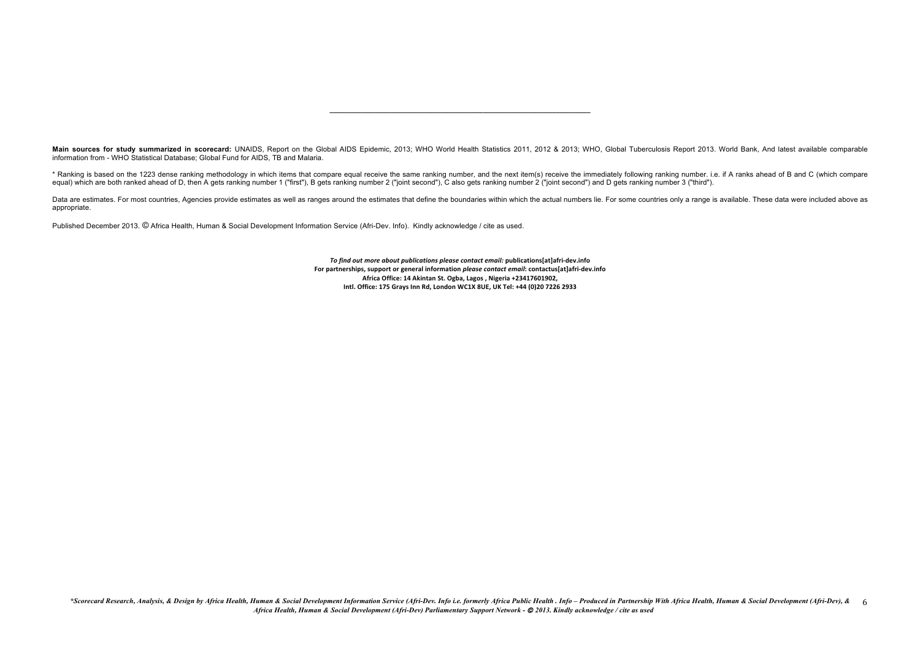---

**Main sources for study summarized in scorecard:** UNAIDS, Report on the Global AIDS Epidemic, 2013; WHO World Health Statistics 2011, 2012 & 2013; WHO, Global Tuberculosis Report 2013. World Bank, And latest available comparable information from - WHO Statistical Database; Global Fund for AIDS, TB and Malaria.

* Ranking is based on the 1223 dense ranking methodology in which items that compare equal receive the same ranking number, and the next item(s) receive the immediately following ranking number. i.e. if A ranks ahead of B and C (which compare equal) which are both ranked ahead of D, then A gets ranking number 1 ("first"), B gets ranking number 2 ("joint second"), C also gets ranking number 2 ("joint second") and D gets ranking number 3 ("third").

Data are estimates. For most countries, Agencies provide estimates as well as ranges around the estimates that define the boundaries within which the actual numbers lie. For some countries only a range is available. These data were included above as appropriate.

Published December 2013. © Africa Health, Human & Social Development Information Service (Afri-Dev. Info). Kindly acknowledge / cite as used.

***To find out more about publications please contact email:* publications[at]afri-dev.info**
**For partnerships, support or general information *please contact email*: contactus[at]afri-dev.info**
**Africa Office: 14 Akintan St. Ogba, Lagos , Nigeria +23417601902,**
**Intl. Office: 175 Grays Inn Rd, London WC1X 8UE, UK Tel: +44 (0)20 7226 2933**